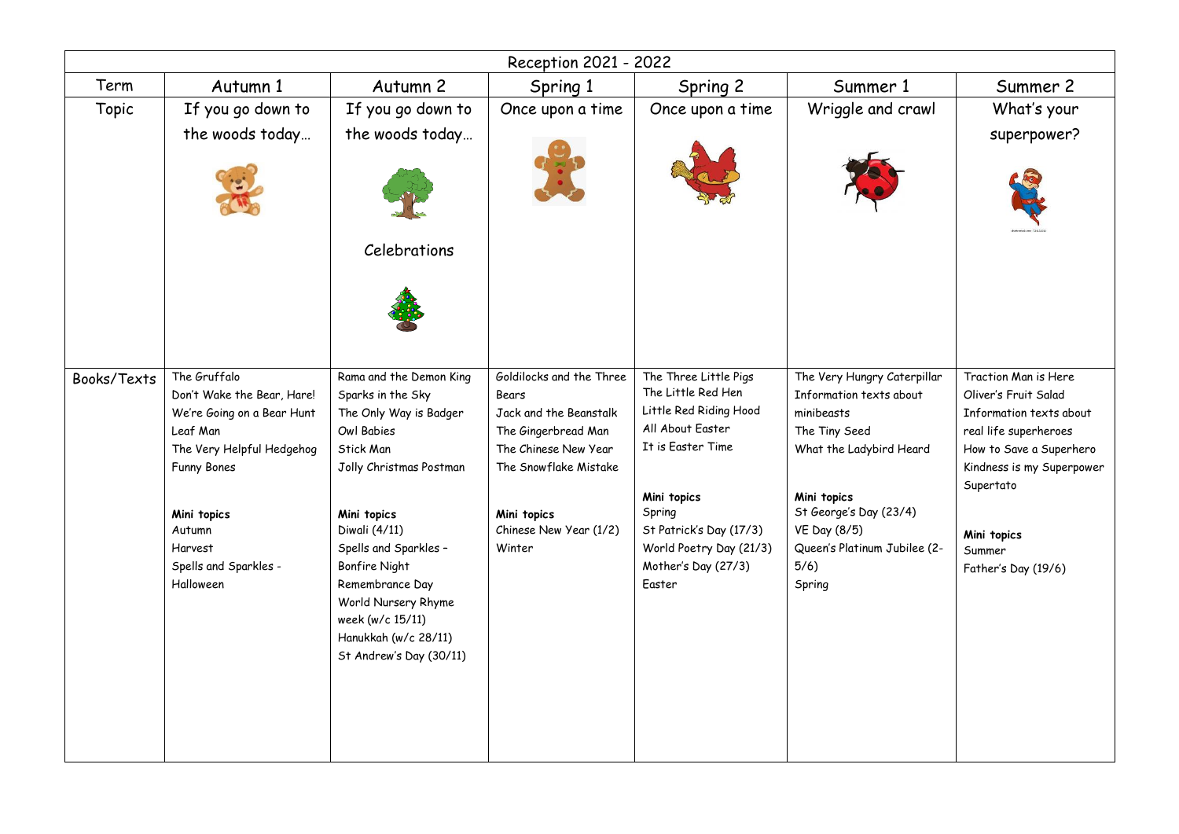| Reception 2021 - 2022 | | | | | | |
|---|---|---|---|---|---|---|
| Term | Autumn 1 | Autumn 2 | Spring 1 | Spring 2 | Summer 1 | Summer 2 |
| Topic | If you go down to the woods today… | If you go down to the woods today…<br><br>Celebrations | Once upon a time | Once upon a time | Wriggle and crawl | What's your superpower? |
| Books/Texts | The Gruffalo<br>Don't Wake the Bear, Hare!<br>We're Going on a Bear Hunt<br>Leaf Man<br>The Very Helpful Hedgehog<br>Funny Bones<br><br>**Mini topics**<br>Autumn<br>Harvest<br>Spells and Sparkles - Halloween | Rama and the Demon King<br>Sparks in the Sky<br>The Only Way is Badger<br>Owl Babies<br>Stick Man<br>Jolly Christmas Postman<br><br>**Mini topics**<br>Diwali (4/11)<br>Spells and Sparkles – Bonfire Night<br>Remembrance Day<br>World Nursery Rhyme week (w/c 15/11)<br>Hanukkah (w/c 28/11)<br>St Andrew's Day (30/11) | Goldilocks and the Three Bears<br>Jack and the Beanstalk<br>The Gingerbread Man<br>The Chinese New Year<br>The Snowflake Mistake<br><br>**Mini topics**<br>Chinese New Year (1/2)<br>Winter | The Three Little Pigs<br>The Little Red Hen<br>Little Red Riding Hood<br>All About Easter<br>It is Easter Time<br><br>**Mini topics**<br>Spring<br>St Patrick's Day (17/3)<br>World Poetry Day (21/3)<br>Mother's Day (27/3)<br>Easter | The Very Hungry Caterpillar<br>Information texts about minibeasts<br>The Tiny Seed<br>What the Ladybird Heard<br><br>**Mini topics**<br>St George's Day (23/4)<br>VE Day (8/5)<br>Queen's Platinum Jubilee (2-5/6)<br>Spring | Traction Man is Here<br>Oliver's Fruit Salad<br>Information texts about real life superheroes<br>How to Save a Superhero<br>Kindness is my Superpower<br>Supertato<br><br>**Mini topics**<br>Summer<br>Father's Day (19/6) |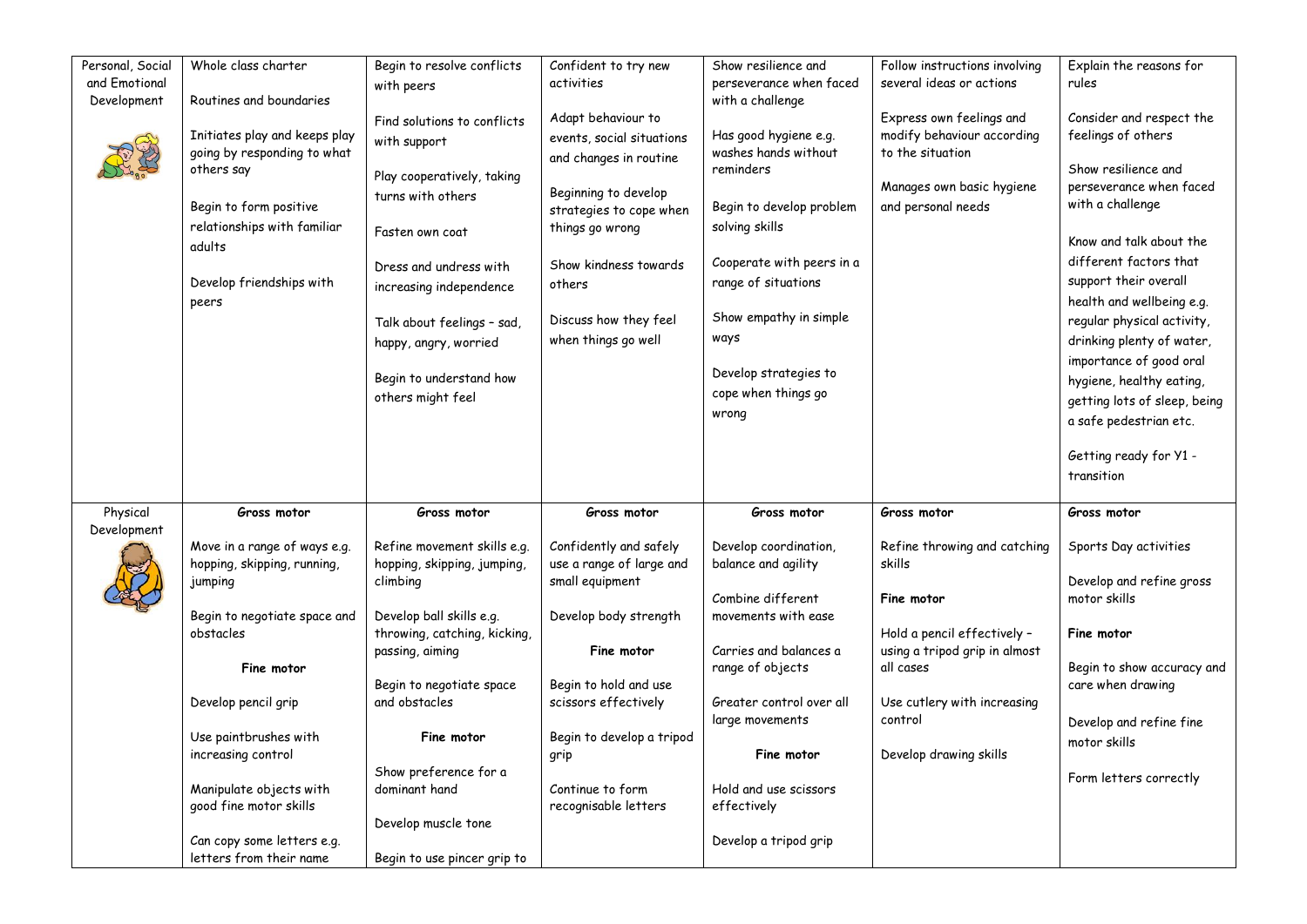| Personal, Social and Emotional Development | Whole class charter<br><br>Routines and boundaries<br><br>Initiates play and keeps play going by responding to what others say<br><br>Begin to form positive relationships with familiar adults<br><br>Develop friendships with peers | Begin to resolve conflicts with peers<br><br>Find solutions to conflicts with support<br><br>Play cooperatively, taking turns with others<br><br>Fasten own coat<br><br>Dress and undress with increasing independence<br><br>Talk about feelings – sad, happy, angry, worried<br><br>Begin to understand how others might feel | Confident to try new activities<br><br>Adapt behaviour to events, social situations and changes in routine<br><br>Beginning to develop strategies to cope when things go wrong<br><br>Show kindness towards others<br><br>Discuss how they feel when things go well | Show resilience and perseverance when faced with a challenge<br><br>Has good hygiene e.g. washes hands without reminders<br><br>Begin to develop problem solving skills<br><br>Cooperate with peers in a range of situations<br><br>Show empathy in simple ways<br><br>Develop strategies to cope when things go wrong | Follow instructions involving several ideas or actions<br><br>Express own feelings and modify behaviour according to the situation<br><br>Manages own basic hygiene and personal needs | Explain the reasons for rules<br><br>Consider and respect the feelings of others<br><br>Show resilience and perseverance when faced with a challenge<br><br>Know and talk about the different factors that support their overall health and wellbeing e.g. regular physical activity, drinking plenty of water, importance of good oral hygiene, healthy eating, getting lots of sleep, being a safe pedestrian etc.<br><br>Getting ready for Y1 - transition |
|---|---|---|---|---|---|---|
| Physical Development | **Gross motor**<br><br>Move in a range of ways e.g. hopping, skipping, running, jumping<br><br>Begin to negotiate space and obstacles<br><br>**Fine motor**<br><br>Develop pencil grip<br><br>Use paintbrushes with increasing control<br><br>Manipulate objects with good fine motor skills<br><br>Can copy some letters e.g. letters from their name | **Gross motor**<br><br>Refine movement skills e.g. hopping, skipping, jumping, climbing<br><br>Develop ball skills e.g. throwing, catching, kicking, passing, aiming<br><br>Begin to negotiate space and obstacles<br><br>**Fine motor**<br><br>Show preference for a dominant hand<br><br>Develop muscle tone<br><br>Begin to use pincer grip to | **Gross motor**<br><br>Confidently and safely use a range of large and small equipment<br><br>Develop body strength<br><br>**Fine motor**<br><br>Begin to hold and use scissors effectively<br><br>Begin to develop a tripod grip<br><br>Continue to form recognisable letters | **Gross motor**<br><br>Develop coordination, balance and agility<br><br>Combine different movements with ease<br><br>Carries and balances a range of objects<br><br>Greater control over all large movements<br><br>**Fine motor**<br><br>Hold and use scissors effectively<br><br>Develop a tripod grip | **Gross motor**<br><br>Refine throwing and catching skills<br><br>**Fine motor**<br><br>Hold a pencil effectively – using a tripod grip in almost all cases<br><br>Use cutlery with increasing control<br><br>Develop drawing skills | **Gross motor**<br><br>Sports Day activities<br><br>Develop and refine gross motor skills<br><br>**Fine motor**<br><br>Begin to show accuracy and care when drawing<br><br>Develop and refine fine motor skills<br><br>Form letters correctly |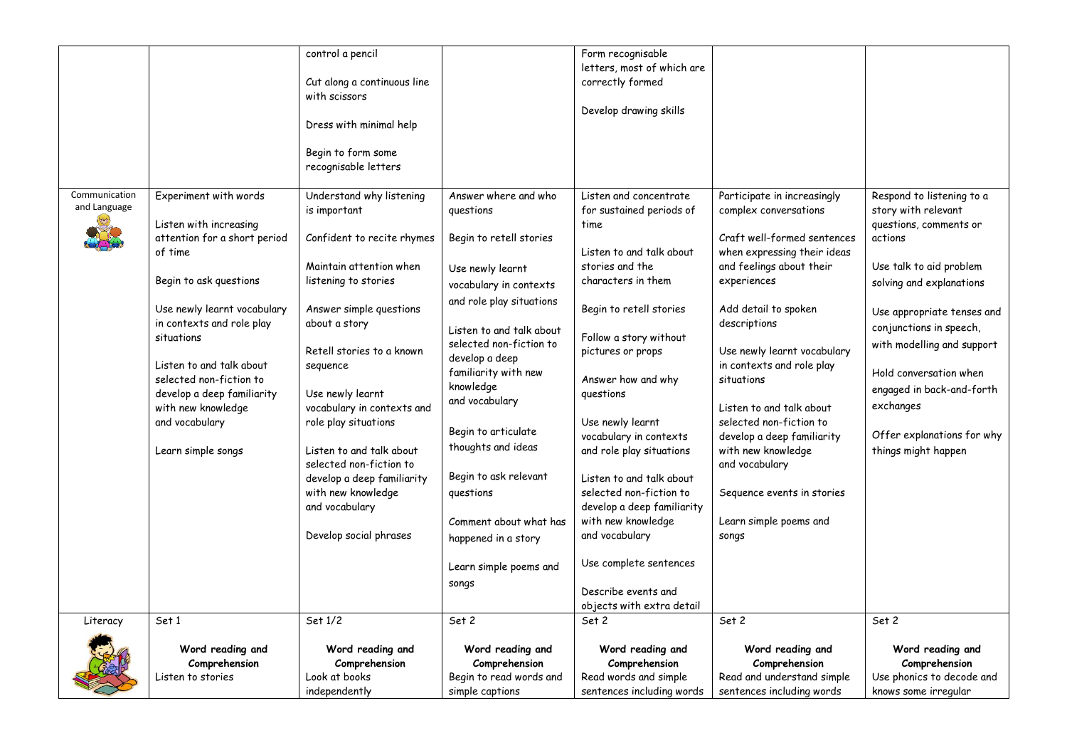|  |  |  |  |  |  |  |
|---|---|---|---|---|---|---|
|  |  | control a pencil<br><br>Cut along a continuous line with scissors<br><br>Dress with minimal help<br><br>Begin to form some recognisable letters |  | Form recognisable letters, most of which are correctly formed<br><br>Develop drawing skills |  |  |
| Communication and Language | Experiment with words<br><br>Listen with increasing attention for a short period of time<br><br>Begin to ask questions<br><br>Use newly learnt vocabulary in contexts and role play situations<br><br>Listen to and talk about selected non-fiction to develop a deep familiarity with new knowledge and vocabulary<br><br>Learn simple songs | Understand why listening is important<br><br>Confident to recite rhymes<br><br>Maintain attention when listening to stories<br><br>Answer simple questions about a story<br><br>Retell stories to a known sequence<br><br>Use newly learnt vocabulary in contexts and role play situations<br><br>Listen to and talk about selected non-fiction to develop a deep familiarity with new knowledge and vocabulary<br><br>Develop social phrases | Answer where and who questions<br><br>Begin to retell stories<br><br>Use newly learnt vocabulary in contexts and role play situations<br><br>Listen to and talk about selected non-fiction to develop a deep familiarity with new knowledge and vocabulary<br><br>Begin to articulate thoughts and ideas<br><br>Begin to ask relevant questions<br><br>Comment about what has happened in a story<br><br>Learn simple poems and songs | Listen and concentrate for sustained periods of time<br><br>Listen to and talk about stories and the characters in them<br><br>Begin to retell stories<br><br>Follow a story without pictures or props<br><br>Answer how and why questions<br><br>Use newly learnt vocabulary in contexts and role play situations<br><br>Listen to and talk about selected non-fiction to develop a deep familiarity with new knowledge and vocabulary<br><br>Use complete sentences<br><br>Describe events and objects with extra detail | Participate in increasingly complex conversations<br><br>Craft well-formed sentences when expressing their ideas and feelings about their experiences<br><br>Add detail to spoken descriptions<br><br>Use newly learnt vocabulary in contexts and role play situations<br><br>Listen to and talk about selected non-fiction to develop a deep familiarity with new knowledge and vocabulary<br><br>Sequence events in stories<br><br>Learn simple poems and songs | Respond to listening to a story with relevant questions, comments or actions<br><br>Use talk to aid problem solving and explanations<br><br>Use appropriate tenses and conjunctions in speech, with modelling and support<br><br>Hold conversation when engaged in back-and-forth exchanges<br><br>Offer explanations for why things might happen |
| Literacy | Set 1<br><br>**Word reading and Comprehension**<br>Listen to stories | Set 1/2<br><br>**Word reading and Comprehension**<br>Look at books independently | Set 2<br><br>**Word reading and Comprehension**<br>Begin to read words and simple captions | Set 2<br><br>**Word reading and Comprehension**<br>Read words and simple sentences including words | Set 2<br><br>**Word reading and Comprehension**<br>Read and understand simple sentences including words | Set 2<br><br>**Word reading and Comprehension**<br>Use phonics to decode and knows some irregular |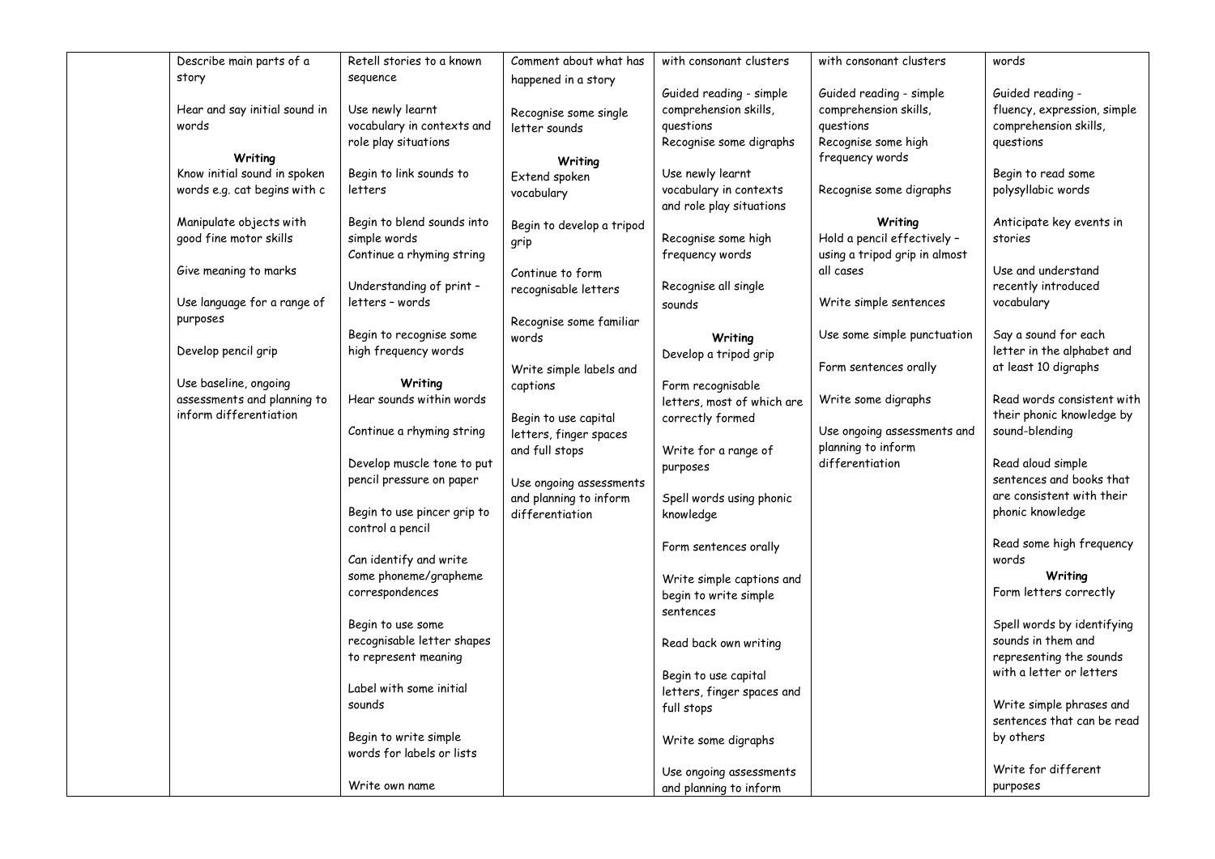| | | | | | | |
|---|---|---|---|---|---|---|
| | Describe main parts of a story<br><br>Hear and say initial sound in words<br><br>**Writing**<br>Know initial sound in spoken words e.g. cat begins with c<br><br>Manipulate objects with good fine motor skills<br><br>Give meaning to marks<br><br>Use language for a range of purposes<br><br>Develop pencil grip<br><br>Use baseline, ongoing assessments and planning to inform differentiation | Retell stories to a known sequence<br><br>Use newly learnt vocabulary in contexts and role play situations<br><br>Begin to link sounds to letters<br><br>Begin to blend sounds into simple words<br>Continue a rhyming string<br><br>Understanding of print – letters – words<br><br>Begin to recognise some high frequency words<br><br>**Writing**<br>Hear sounds within words<br><br>Continue a rhyming string<br><br>Develop muscle tone to put pencil pressure on paper<br><br>Begin to use pincer grip to control a pencil<br><br>Can identify and write some phoneme/grapheme correspondences<br><br>Begin to use some recognisable letter shapes to represent meaning<br><br>Label with some initial sounds<br><br>Begin to write simple words for labels or lists<br><br>Write own name | Comment about what has happened in a story<br><br>Recognise some single letter sounds<br><br>**Writing**<br>Extend spoken vocabulary<br><br>Begin to develop a tripod grip<br><br>Continue to form recognisable letters<br><br>Recognise some familiar words<br><br>Write simple labels and captions<br><br>Begin to use capital letters, finger spaces and full stops<br><br>Use ongoing assessments and planning to inform differentiation | with consonant clusters<br><br>Guided reading - simple comprehension skills, questions<br>Recognise some digraphs<br><br>Use newly learnt vocabulary in contexts and role play situations<br><br>Recognise some high frequency words<br><br>Recognise all single sounds<br><br>**Writing**<br>Develop a tripod grip<br><br>Form recognisable letters, most of which are correctly formed<br><br>Write for a range of purposes<br><br>Spell words using phonic knowledge<br><br>Form sentences orally<br><br>Write simple captions and begin to write simple sentences<br><br>Read back own writing<br><br>Begin to use capital letters, finger spaces and full stops<br><br>Write some digraphs<br><br>Use ongoing assessments and planning to inform | with consonant clusters<br><br>Guided reading - simple comprehension skills, questions<br>Recognise some high frequency words<br><br>Recognise some digraphs<br><br>**Writing**<br>Hold a pencil effectively – using a tripod grip in almost all cases<br><br>Write simple sentences<br><br>Use some simple punctuation<br><br>Form sentences orally<br><br>Write some digraphs<br><br>Use ongoing assessments and planning to inform differentiation | words<br><br>Guided reading - fluency, expression, simple comprehension skills, questions<br><br>Begin to read some polysyllabic words<br><br>Anticipate key events in stories<br><br>Use and understand recently introduced vocabulary<br><br>Say a sound for each letter in the alphabet and at least 10 digraphs<br><br>Read words consistent with their phonic knowledge by sound-blending<br><br>Read aloud simple sentences and books that are consistent with their phonic knowledge<br><br>Read some high frequency words<br>**Writing**<br>Form letters correctly<br><br>Spell words by identifying sounds in them and representing the sounds with a letter or letters<br><br>Write simple phrases and sentences that can be read by others<br><br>Write for different purposes |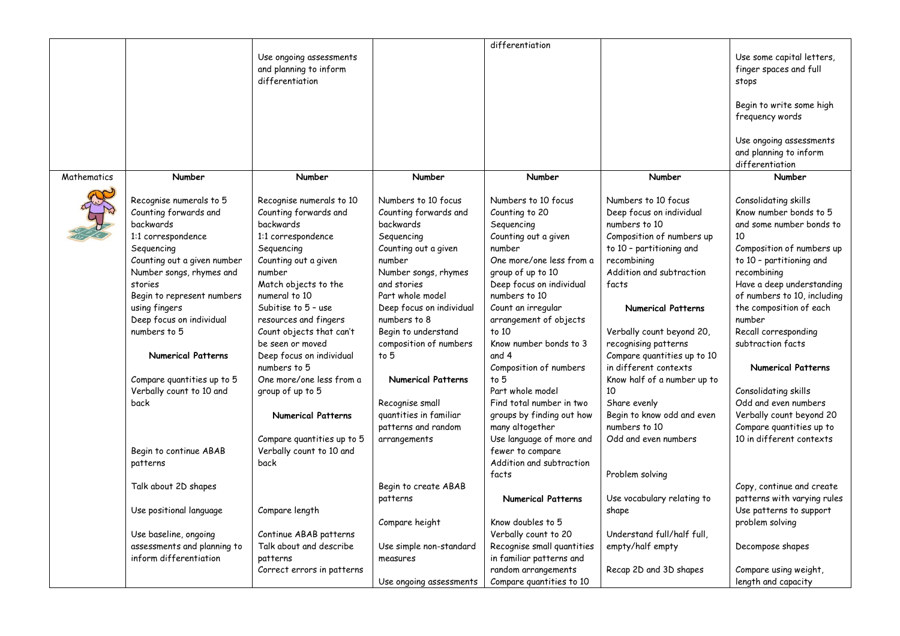| | | | | | | |
|---|---|---|---|---|---|---|
| | | Use ongoing assessments and planning to inform differentiation | | differentiation | | Use some capital letters, finger spaces and full stops<br><br>Begin to write some high frequency words<br><br>Use ongoing assessments and planning to inform differentiation |
| Mathematics | **Number**<br><br>Recognise numerals to 5<br>Counting forwards and backwards<br>1:1 correspondence<br>Sequencing<br>Counting out a given number<br>Number songs, rhymes and stories<br>Begin to represent numbers using fingers<br>Deep focus on individual numbers to 5<br><br>**Numerical Patterns**<br><br>Compare quantities up to 5<br>Verbally count to 10 and back<br><br>Begin to continue ABAB patterns<br><br>Talk about 2D shapes<br><br>Use positional language<br><br>Use baseline, ongoing assessments and planning to inform differentiation | **Number**<br><br>Recognise numerals to 10<br>Counting forwards and backwards<br>1:1 correspondence<br>Sequencing<br>Counting out a given number<br>Match objects to the numeral to 10<br>Subitise to 5 – use resources and fingers<br>Count objects that can't be seen or moved<br>Deep focus on individual numbers to 5<br>One more/one less from a group of up to 5<br><br>**Numerical Patterns**<br><br>Compare quantities up to 5<br>Verbally count to 10 and back<br><br>Compare length<br><br>Continue ABAB patterns<br>Talk about and describe patterns<br>Correct errors in patterns | **Number**<br><br>Numbers to 10 focus<br>Counting forwards and backwards<br>Sequencing<br>Counting out a given number<br>Number songs, rhymes and stories<br>Part whole model<br>Deep focus on individual numbers to 8<br>Begin to understand composition of numbers to 5<br><br>**Numerical Patterns**<br><br>Recognise small quantities in familiar patterns and random arrangements<br><br>Begin to create ABAB patterns<br><br>Compare height<br><br>Use simple non-standard measures<br><br>Use ongoing assessments | **Number**<br><br>Numbers to 10 focus<br>Counting to 20<br>Sequencing<br>Counting out a given number<br>One more/one less from a group of up to 10<br>Deep focus on individual numbers to 10<br>Count an irregular arrangement of objects to 10<br>Know number bonds to 3 and 4<br>Composition of numbers to 5<br>Part whole model<br>Find total number in two groups by finding out how many altogether<br>Use language of more and fewer to compare<br>Addition and subtraction facts<br><br>**Numerical Patterns**<br><br>Know doubles to 5<br>Verbally count to 20<br>Recognise small quantities in familiar patterns and random arrangements<br>Compare quantities to 10 | **Number**<br><br>Numbers to 10 focus<br>Deep focus on individual numbers to 10<br>Composition of numbers up to 10 – partitioning and recombining<br>Addition and subtraction facts<br><br>**Numerical Patterns**<br><br>Verbally count beyond 20, recognising patterns<br>Compare quantities up to 10 in different contexts<br>Know half of a number up to 10<br>Share evenly<br>Begin to know odd and even numbers to 10<br>Odd and even numbers<br><br>Problem solving<br><br>Use vocabulary relating to shape<br><br>Understand full/half full, empty/half empty<br><br>Recap 2D and 3D shapes | **Number**<br><br>Consolidating skills<br>Know number bonds to 5 and some number bonds to 10<br>Composition of numbers up to 10 – partitioning and recombining<br>Have a deep understanding of numbers to 10, including the composition of each number<br>Recall corresponding subtraction facts<br><br>**Numerical Patterns**<br><br>Consolidating skills<br>Odd and even numbers<br>Verbally count beyond 20<br>Compare quantities up to 10 in different contexts<br><br>Copy, continue and create patterns with varying rules<br>Use patterns to support problem solving<br><br>Decompose shapes<br><br>Compare using weight, length and capacity |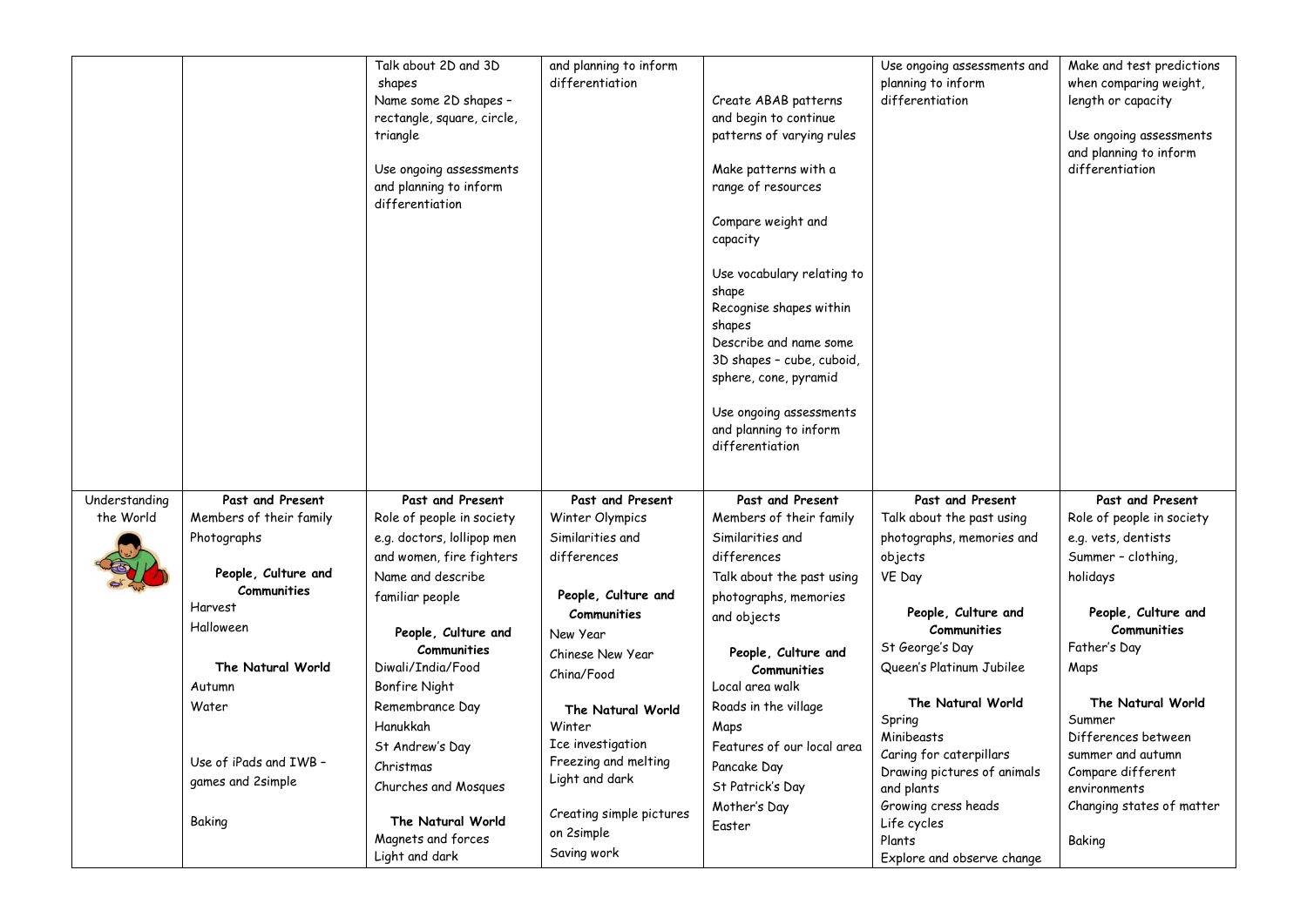| | | | | | | |
|---|---|---|---|---|---|---|
| | | Talk about 2D and 3D shapes<br>Name some 2D shapes – rectangle, square, circle, triangle<br><br>Use ongoing assessments and planning to inform differentiation | and planning to inform differentiation | Create ABAB patterns and begin to continue patterns of varying rules<br><br>Make patterns with a range of resources<br><br>Compare weight and capacity<br><br>Use vocabulary relating to shape<br>Recognise shapes within shapes<br>Describe and name some 3D shapes – cube, cuboid, sphere, cone, pyramid<br><br>Use ongoing assessments and planning to inform differentiation | Use ongoing assessments and planning to inform differentiation | Make and test predictions when comparing weight, length or capacity<br><br>Use ongoing assessments and planning to inform differentiation |
| Understanding the World | **Past and Present**<br>Members of their family<br>Photographs<br><br>**People, Culture and Communities**<br>Harvest<br>Halloween<br><br>**The Natural World**<br>Autumn<br>Water<br><br>Use of iPads and IWB – games and 2simple<br><br>Baking | **Past and Present**<br>Role of people in society e.g. doctors, lollipop men and women, fire fighters<br>Name and describe familiar people<br><br>**People, Culture and Communities**<br>Diwali/India/Food<br>Bonfire Night<br>Remembrance Day<br>Hanukkah<br>St Andrew's Day<br>Christmas<br>Churches and Mosques<br><br>**The Natural World**<br>Magnets and forces<br>Light and dark | **Past and Present**<br>Winter Olympics<br>Similarities and differences<br><br>**People, Culture and Communities**<br>New Year<br>Chinese New Year<br>China/Food<br><br>**The Natural World**<br>Winter<br>Ice investigation<br>Freezing and melting<br>Light and dark<br><br>Creating simple pictures on 2simple<br>Saving work | **Past and Present**<br>Members of their family<br>Similarities and differences<br>Talk about the past using photographs, memories and objects<br><br>**People, Culture and Communities**<br>Local area walk<br>Roads in the village<br>Maps<br>Features of our local area<br>Pancake Day<br>St Patrick's Day<br>Mother's Day<br>Easter | **Past and Present**<br>Talk about the past using photographs, memories and objects<br>VE Day<br><br>**People, Culture and Communities**<br>St George's Day<br>Queen's Platinum Jubilee<br><br>**The Natural World**<br>Spring<br>Minibeasts<br>Caring for caterpillars<br>Drawing pictures of animals and plants<br>Growing cress heads<br>Life cycles<br>Plants<br>Explore and observe change | **Past and Present**<br>Role of people in society e.g. vets, dentists<br>Summer – clothing, holidays<br><br>**People, Culture and Communities**<br>Father's Day<br>Maps<br><br>**The Natural World**<br>Summer<br>Differences between summer and autumn<br>Compare different environments<br>Changing states of matter<br><br>Baking |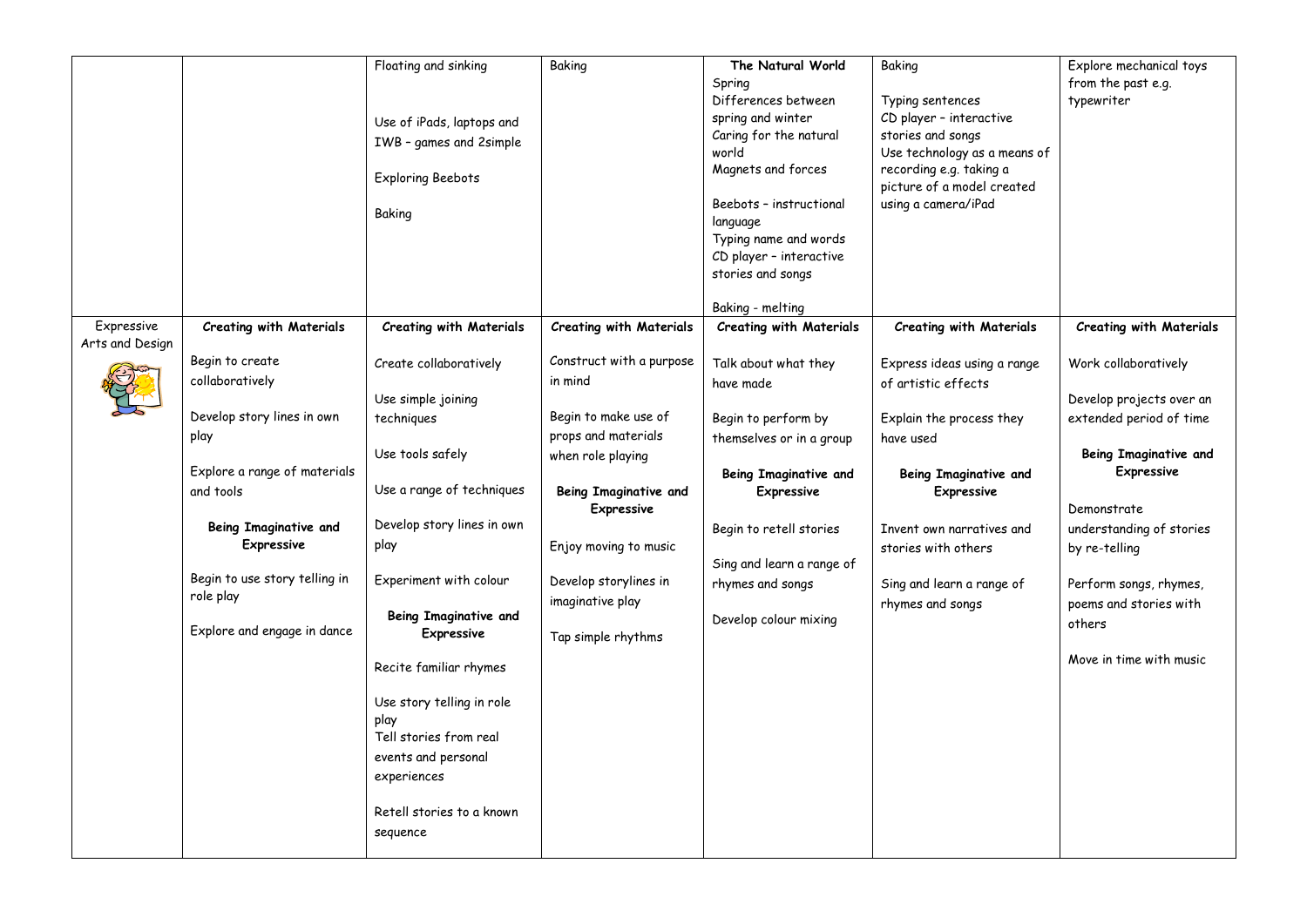| | | | | | | |
|---|---|---|---|---|---|---|
| | | Floating and sinking<br><br>Use of iPads, laptops and IWB – games and 2simple<br><br>Exploring Beebots<br><br>Baking | Baking | **The Natural World**<br>Spring<br>Differences between spring and winter<br>Caring for the natural world<br>Magnets and forces<br><br>Beebots – instructional language<br>Typing name and words<br>CD player – interactive stories and songs<br><br>Baking - melting | Baking<br><br>Typing sentences<br>CD player – interactive stories and songs<br>Use technology as a means of recording e.g. taking a picture of a model created using a camera/iPad | Explore mechanical toys from the past e.g. typewriter |
| Expressive Arts and Design | **Creating with Materials**<br><br>Begin to create collaboratively<br><br>Develop story lines in own play<br><br>Explore a range of materials and tools<br><br>**Being Imaginative and Expressive**<br><br>Begin to use story telling in role play<br><br>Explore and engage in dance | **Creating with Materials**<br><br>Create collaboratively<br><br>Use simple joining techniques<br><br>Use tools safely<br><br>Use a range of techniques<br><br>Develop story lines in own play<br><br>Experiment with colour<br><br>**Being Imaginative and Expressive**<br><br>Recite familiar rhymes<br><br>Use story telling in role play<br>Tell stories from real events and personal experiences<br><br>Retell stories to a known sequence | **Creating with Materials**<br><br>Construct with a purpose in mind<br><br>Begin to make use of props and materials when role playing<br><br>**Being Imaginative and Expressive**<br><br>Enjoy moving to music<br><br>Develop storylines in imaginative play<br><br>Tap simple rhythms | **Creating with Materials**<br><br>Talk about what they have made<br><br>Begin to perform by themselves or in a group<br><br>**Being Imaginative and Expressive**<br><br>Begin to retell stories<br><br>Sing and learn a range of rhymes and songs<br><br>Develop colour mixing | **Creating with Materials**<br><br>Express ideas using a range of artistic effects<br><br>Explain the process they have used<br><br>**Being Imaginative and Expressive**<br><br>Invent own narratives and stories with others<br><br>Sing and learn a range of rhymes and songs | **Creating with Materials**<br><br>Work collaboratively<br><br>Develop projects over an extended period of time<br><br>**Being Imaginative and Expressive**<br><br>Demonstrate understanding of stories by re-telling<br><br>Perform songs, rhymes, poems and stories with others<br><br>Move in time with music |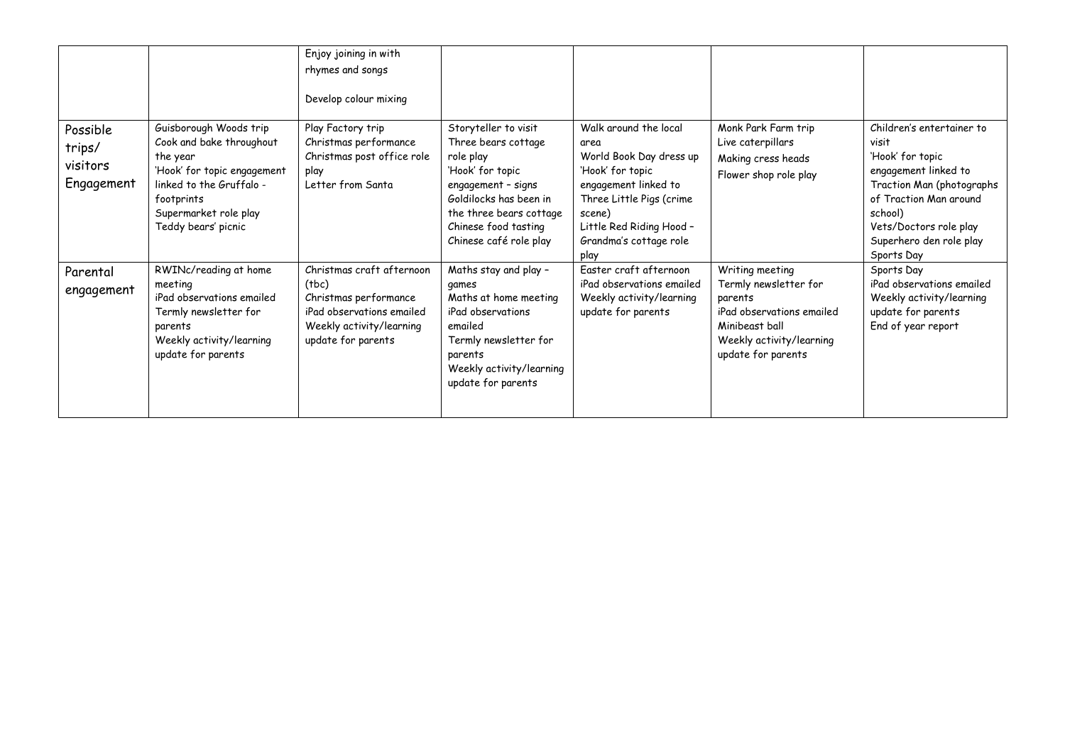| | | | | | | |
|---|---|---|---|---|---|---|
| | | Enjoy joining in with rhymes and songs<br><br>Develop colour mixing | | | | |
| Possible trips/ visitors Engagement | Guisborough Woods trip<br>Cook and bake throughout the year<br>'Hook' for topic engagement linked to the Gruffalo - footprints<br>Supermarket role play<br>Teddy bears' picnic | Play Factory trip<br>Christmas performance<br>Christmas post office role play<br>Letter from Santa | Storyteller to visit<br>Three bears cottage role play<br>'Hook' for topic engagement – signs Goldilocks has been in the three bears cottage<br>Chinese food tasting<br>Chinese café role play | Walk around the local area<br>World Book Day dress up<br>'Hook' for topic engagement linked to Three Little Pigs (crime scene)<br>Little Red Riding Hood – Grandma's cottage role play | Monk Park Farm trip<br>Live caterpillars<br>Making cress heads<br>Flower shop role play | Children's entertainer to visit<br>'Hook' for topic engagement linked to Traction Man (photographs of Traction Man around school)<br>Vets/Doctors role play<br>Superhero den role play<br>Sports Day |
| Parental engagement | RWINc/reading at home meeting<br>iPad observations emailed<br>Termly newsletter for parents<br>Weekly activity/learning update for parents | Christmas craft afternoon (tbc)<br>Christmas performance<br>iPad observations emailed<br>Weekly activity/learning update for parents | Maths stay and play – games<br>Maths at home meeting<br>iPad observations emailed<br>Termly newsletter for parents<br>Weekly activity/learning update for parents | Easter craft afternoon<br>iPad observations emailed<br>Weekly activity/learning update for parents | Writing meeting<br>Termly newsletter for parents<br>iPad observations emailed<br>Minibeast ball<br>Weekly activity/learning update for parents | Sports Day<br>iPad observations emailed<br>Weekly activity/learning update for parents<br>End of year report |